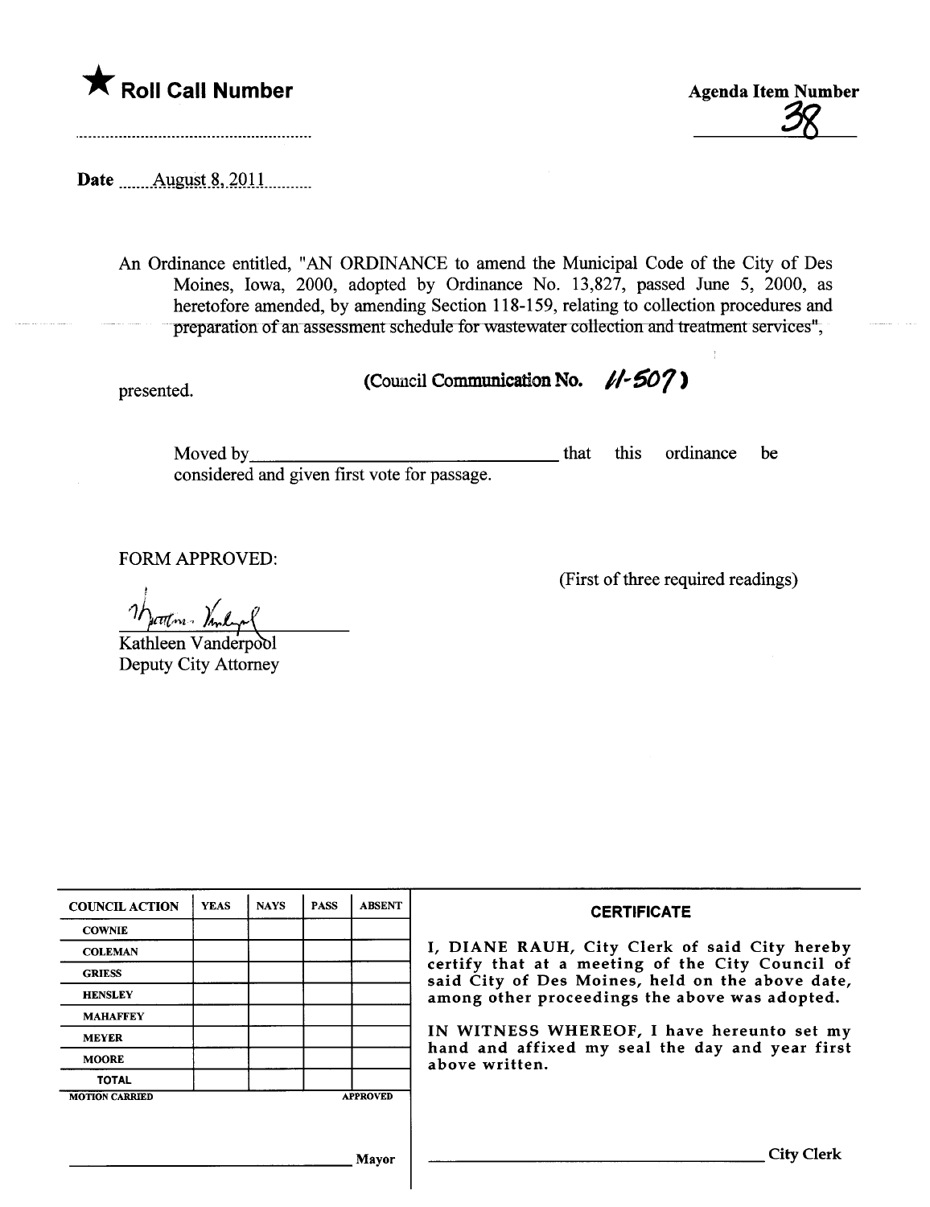★ **Roll Call Number**

**Agenda Item Number**
38

Date August 8, 2011

An Ordinance entitled, "AN ORDINANCE to amend the Municipal Code of the City of Des Moines, Iowa, 2000, adopted by Ordinance No. 13,827, passed June 5, 2000, as heretofore amended, by amending Section 118-159, relating to collection procedures and preparation of an assessment schedule for wastewater collection and treatment services",

presented. (Council Communication No. 11-507)

Moved by\_\_\_\_\_\_\_\_\_\_\_\_\_\_\_\_\_\_\_\_\_\_\_\_\_\_\_\_\_\_ that this ordinance be considered and given first vote for passage.

FORM APPROVED:

(First of three required readings)

Kathleen Vanderpool
Deputy City Attorney

| COUNCIL ACTION | YEAS | NAYS | PASS | ABSENT |
|---|---|---|---|---|
| COWNIE | | | | |
| COLEMAN | | | | |
| GRIESS | | | | |
| HENSLEY | | | | |
| MAHAFFEY | | | | |
| MEYER | | | | |
| MOORE | | | | |
| TOTAL | | | | |

MOTION CARRIED APPROVED

\_\_\_\_\_\_\_\_\_\_\_\_\_\_\_\_\_\_\_\_\_\_\_\_\_\_\_\_\_\_ Mayor

**CERTIFICATE**

I, DIANE RAUH, City Clerk of said City hereby certify that at a meeting of the City Council of said City of Des Moines, held on the above date, among other proceedings the above was adopted.

IN WITNESS WHEREOF, I have hereunto set my hand and affixed my seal the day and year first above written.

\_\_\_\_\_\_\_\_\_\_\_\_\_\_\_\_\_\_\_\_\_\_\_\_\_\_\_\_\_\_ City Clerk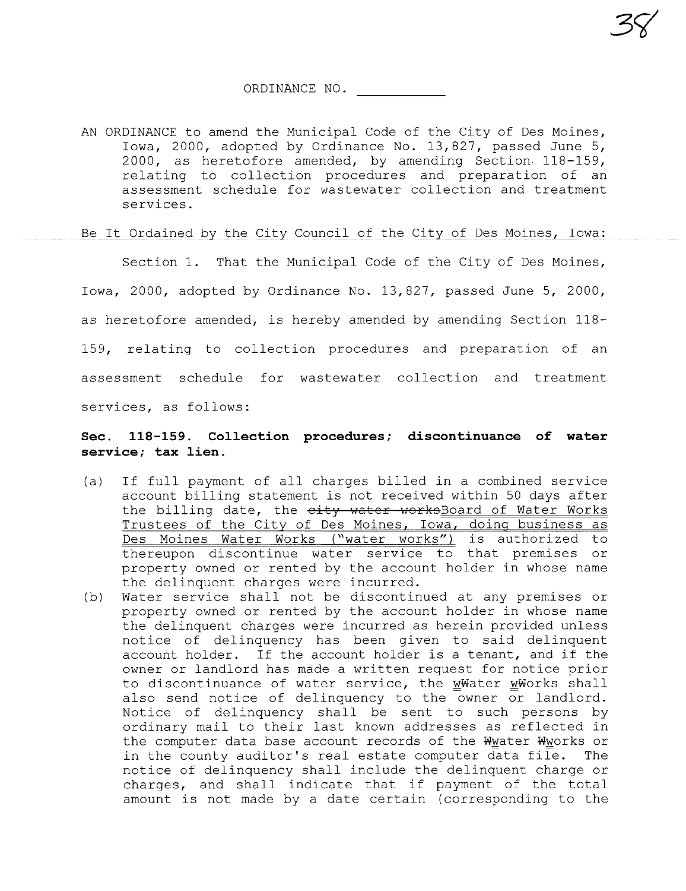ORDINANCE NO. ___________

AN ORDINANCE to amend the Municipal Code of the City of Des Moines, Iowa, 2000, adopted by Ordinance No. 13,827, passed June 5, 2000, as heretofore amended, by amending Section 118-159, relating to collection procedures and preparation of an assessment schedule for wastewater collection and treatment services.

Be It Ordained by the City Council of the City of Des Moines, Iowa:

Section 1. That the Municipal Code of the City of Des Moines, Iowa, 2000, adopted by Ordinance No. 13,827, passed June 5, 2000, as heretofore amended, is hereby amended by amending Section 118-159, relating to collection procedures and preparation of an assessment schedule for wastewater collection and treatment services, as follows:

**Sec. 118-159. Collection procedures; discontinuance of water service; tax lien.**

(a) If full payment of all charges billed in a combined service account billing statement is not received within 50 days after the billing date, the ~~city water works~~Board of Water Works Trustees of the City of Des Moines, Iowa, doing business as Des Moines Water Works ("water works") is authorized to thereupon discontinue water service to that premises or property owned or rented by the account holder in whose name the delinquent charges were incurred.

(b) Water service shall not be discontinued at any premises or property owned or rented by the account holder in whose name the delinquent charges were incurred as herein provided unless notice of delinquency has been given to said delinquent account holder. If the account holder is a tenant, and if the owner or landlord has made a written request for notice prior to discontinuance of water service, the w~~W~~ater w~~W~~orks shall also send notice of delinquency to the owner or landlord. Notice of delinquency shall be sent to such persons by ordinary mail to their last known addresses as reflected in the computer data base account records of the ~~W~~water ~~W~~works or in the county auditor's real estate computer data file. The notice of delinquency shall include the delinquent charge or charges, and shall indicate that if payment of the total amount is not made by a date certain (corresponding to the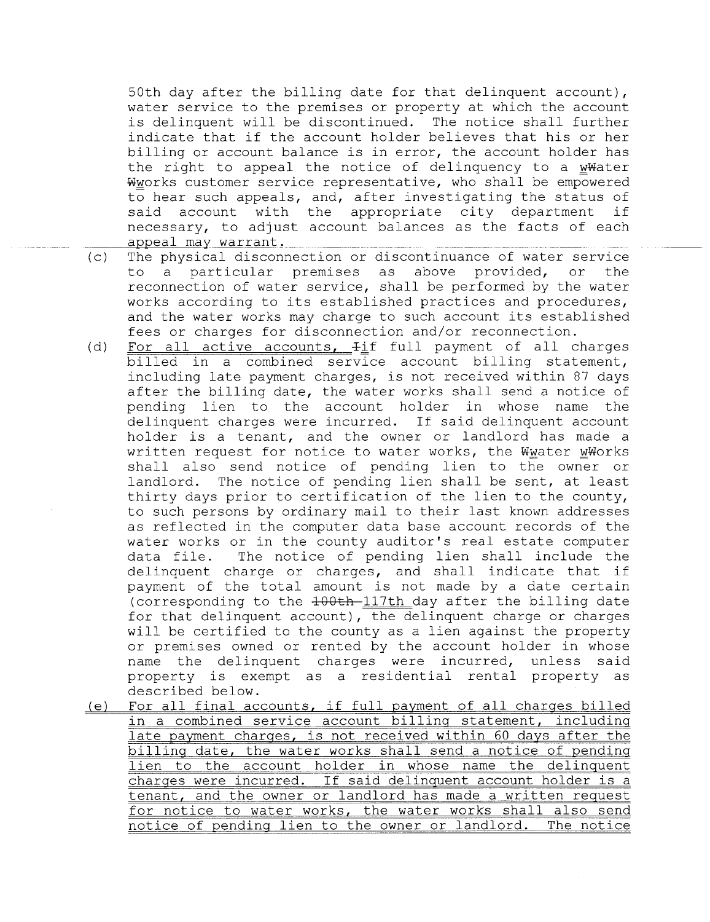50th day after the billing date for that delinquent account), water service to the premises or property at which the account is delinquent will be discontinued. The notice shall further indicate that if the account holder believes that his or her billing or account balance is in error, the account holder has the right to appeal the notice of delinquency to a <u>w</u>~~W~~ater ~~W~~<u>w</u>orks customer service representative, who shall be empowered to hear such appeals, and, after investigating the status of said account with the appropriate city department if necessary, to adjust account balances as the facts of each appeal may warrant.

(c) The physical disconnection or discontinuance of water service to a particular premises as above provided, or the reconnection of water service, shall be performed by the water works according to its established practices and procedures, and the water works may charge to such account its established fees or charges for disconnection and/or reconnection.

(d) <u>For all active accounts, </u>~~I~~<u>i</u>f full payment of all charges billed in a combined service account billing statement, including late payment charges, is not received within 87 days after the billing date, the water works shall send a notice of pending lien to the account holder in whose name the delinquent charges were incurred. If said delinquent account holder is a tenant, and the owner or landlord has made a written request for notice to water works, the ~~W~~<u>w</u>ater <u>w</u>~~W~~orks shall also send notice of pending lien to the owner or landlord. The notice of pending lien shall be sent, at least thirty days prior to certification of the lien to the county, to such persons by ordinary mail to their last known addresses as reflected in the computer data base account records of the water works or in the county auditor's real estate computer data file. The notice of pending lien shall include the delinquent charge or charges, and shall indicate that if payment of the total amount is not made by a date certain (corresponding to the ~~100th~~ <u>117th</u> day after the billing date for that delinquent account), the delinquent charge or charges will be certified to the county as a lien against the property or premises owned or rented by the account holder in whose name the delinquent charges were incurred, unless said property is exempt as a residential rental property as described below.

<u>(e) For all final accounts, if full payment of all charges billed in a combined service account billing statement, including late payment charges, is not received within 60 days after the billing date, the water works shall send a notice of pending lien to the account holder in whose name the delinquent charges were incurred. If said delinquent account holder is a tenant, and the owner or landlord has made a written request for notice to water works, the water works shall also send notice of pending lien to the owner or landlord. The notice</u>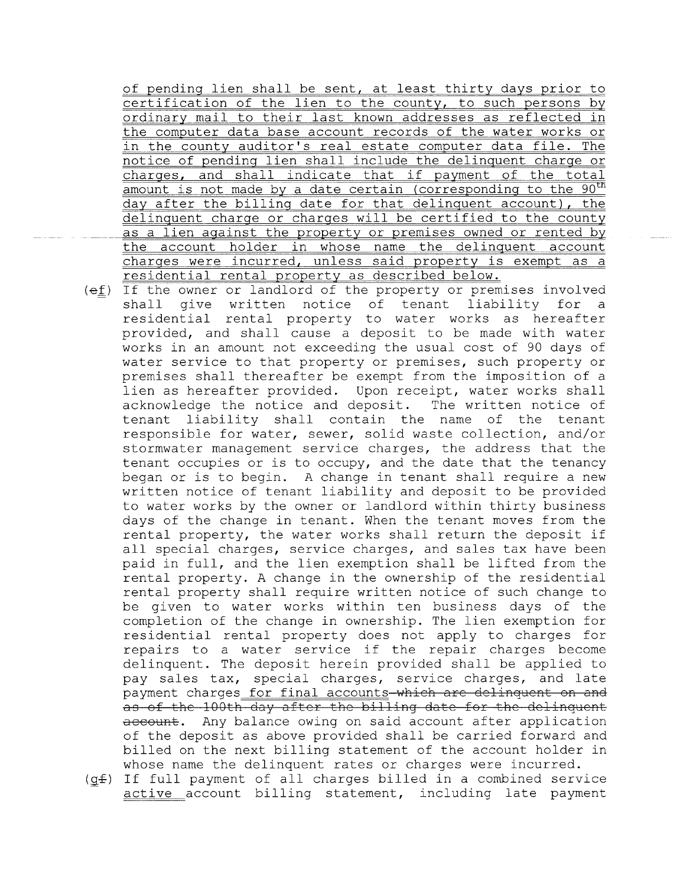of pending lien shall be sent, at least thirty days prior to certification of the lien to the county, to such persons by ordinary mail to their last known addresses as reflected in the computer data base account records of the water works or in the county auditor's real estate computer data file. The notice of pending lien shall include the delinquent charge or charges, and shall indicate that if payment of the total amount is not made by a date certain (corresponding to the 90th day after the billing date for that delinquent account), the delinquent charge or charges will be certified to the county as a lien against the property or premises owned or rented by the account holder in whose name the delinquent account charges were incurred, unless said property is exempt as a residential rental property as described below.

(~~e~~f) If the owner or landlord of the property or premises involved shall give written notice of tenant liability for a residential rental property to water works as hereafter provided, and shall cause a deposit to be made with water works in an amount not exceeding the usual cost of 90 days of water service to that property or premises, such property or premises shall thereafter be exempt from the imposition of a lien as hereafter provided. Upon receipt, water works shall acknowledge the notice and deposit. The written notice of tenant liability shall contain the name of the tenant responsible for water, sewer, solid waste collection, and/or stormwater management service charges, the address that the tenant occupies or is to occupy, and the date that the tenancy began or is to begin. A change in tenant shall require a new written notice of tenant liability and deposit to be provided to water works by the owner or landlord within thirty business days of the change in tenant. When the tenant moves from the rental property, the water works shall return the deposit if all special charges, service charges, and sales tax have been paid in full, and the lien exemption shall be lifted from the rental property. A change in the ownership of the residential rental property shall require written notice of such change to be given to water works within ten business days of the completion of the change in ownership. The lien exemption for residential rental property does not apply to charges for repairs to a water service if the repair charges become delinquent. The deposit herein provided shall be applied to pay sales tax, special charges, service charges, and late payment charges for final accounts ~~which are delinquent on and as of the 100th day after the billing date for the delinquent account~~. Any balance owing on said account after application of the deposit as above provided shall be carried forward and billed on the next billing statement of the account holder in whose name the delinquent rates or charges were incurred.

(~~f~~g) If full payment of all charges billed in a combined service active account billing statement, including late payment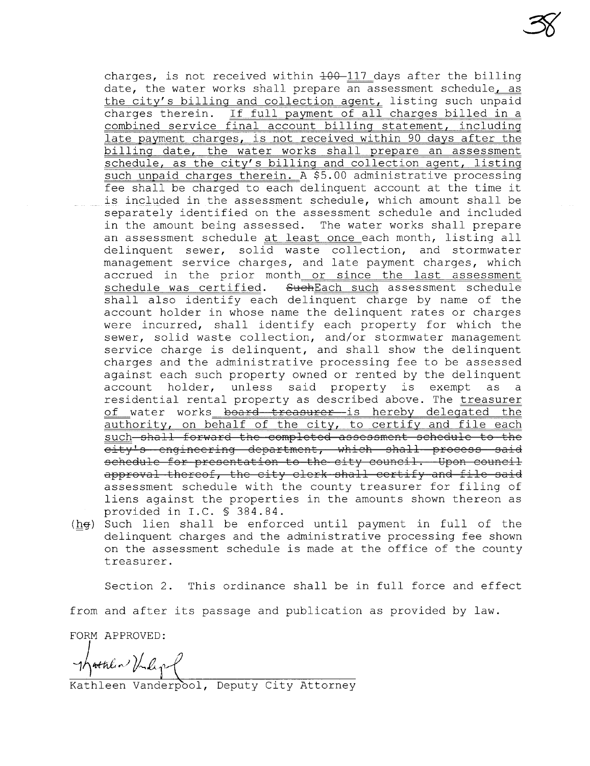charges, is not received within ~~100~~ 117 days after the billing date, the water works shall prepare an assessment schedule, as the city's billing and collection agent, listing such unpaid charges therein. If full payment of all charges billed in a combined service final account billing statement, including late payment charges, is not received within 90 days after the billing date, the water works shall prepare an assessment schedule, as the city's billing and collection agent, listing such unpaid charges therein. A $5.00 administrative processing fee shall be charged to each delinquent account at the time it is included in the assessment schedule, which amount shall be separately identified on the assessment schedule and included in the amount being assessed. The water works shall prepare an assessment schedule at least once each month, listing all delinquent sewer, solid waste collection, and stormwater management service charges, and late payment charges, which accrued in the prior month or since the last assessment schedule was certified. ~~Such~~Each such assessment schedule shall also identify each delinquent charge by name of the account holder in whose name the delinquent rates or charges were incurred, shall identify each property for which the sewer, solid waste collection, and/or stormwater management service charge is delinquent, and shall show the delinquent charges and the administrative processing fee to be assessed against each such property owned or rented by the delinquent account holder, unless said property is exempt as a residential rental property as described above. The treasurer of water works ~~board treasurer~~ is hereby delegated the authority, on behalf of the city, to certify and file each such ~~shall forward the completed assessment schedule to the city's engineering department, which shall process said schedule for presentation to the city council. Upon council approval thereof, the city clerk shall certify and file said~~ assessment schedule with the county treasurer for filing of liens against the properties in the amounts shown thereon as provided in I.C. § 384.84.

(h~~g~~) Such lien shall be enforced until payment in full of the delinquent charges and the administrative processing fee shown on the assessment schedule is made at the office of the county treasurer.

Section 2. This ordinance shall be in full force and effect from and after its passage and publication as provided by law.

FORM APPROVED:

Kathleen Vanderpool, Deputy City Attorney